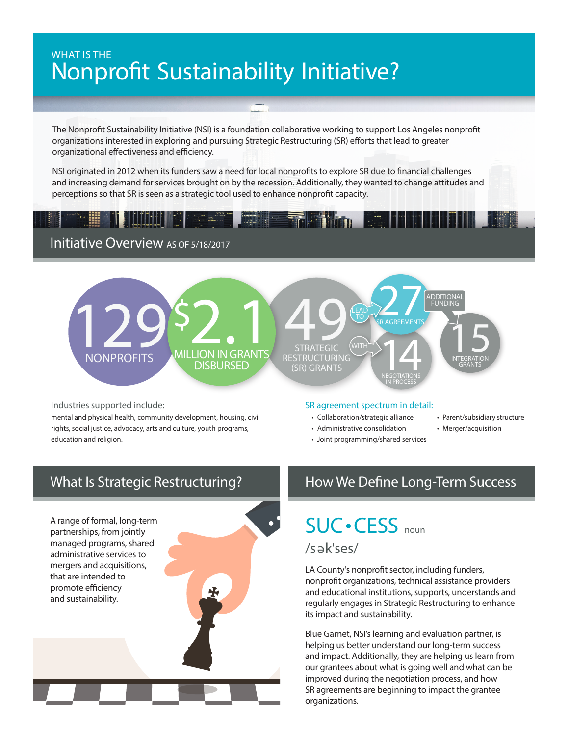WHAT IS THE

# Nonprofit Sustainability Initiative?

The Nonprofit Sustainability Initiative (NSI) is a foundation collaborative working to support Los Angeles nonprofit organizations interested in exploring and pursuing Strategic Restructuring (SR) efforts that lead to greater organizational effectiveness and efficiency.

NSI originated in 2012 when its funders saw a need for local nonprofits to explore SR due to financial challenges and increasing demand for services brought on by the recession. Additionally, they wanted to change attitudes and perceptions so that SR is seen as a strategic tool used to enhance nonprofit capacity.

## Initiative Overview AS OF 5/18/2017

- **129** NONPROFITS
- **$2.1** MILLION IN GRANTS DISBURSED
- **49** STRATEGIC RESTRUCTURING (SR) GRANTS
  - LEAD TO **27** SR AGREEMENTS → ADDITIONAL FUNDING → **15** INTEGRATION GRANTS
  - WITH **14** NEGOTIATIONS IN PROCESS

Industries supported include:

mental and physical health, community development, housing, civil rights, social justice, advocacy, arts and culture, youth programs, education and religion.

SR agreement spectrum in detail:

- Collaboration/strategic alliance
- Administrative consolidation
- Joint programming/shared services
- Parent/subsidiary structure
- Merger/acquisition

## What Is Strategic Restructuring?

A range of formal, long-term partnerships, from jointly managed programs, shared administrative services to mergers and acquisitions, that are intended to promote efficiency and sustainability.

## How We Define Long-Term Success

SUC•CESS noun

/sək'ses/

LA County's nonprofit sector, including funders, nonprofit organizations, technical assistance providers and educational institutions, supports, understands and regularly engages in Strategic Restructuring to enhance its impact and sustainability.

Blue Garnet, NSI's learning and evaluation partner, is helping us better understand our long-term success and impact. Additionally, they are helping us learn from our grantees about what is going well and what can be improved during the negotiation process, and how SR agreements are beginning to impact the grantee organizations.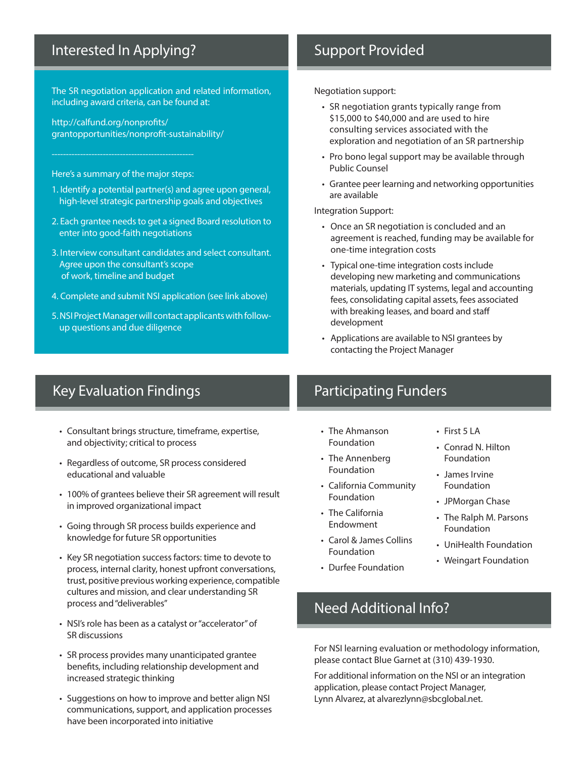## Interested In Applying?

The SR negotiation application and related information, including award criteria, can be found at:

http://calfund.org/nonprofits/grantopportunities/nonprofit-sustainability/

-------------------------------------------------

Here's a summary of the major steps:

1. Identify a potential partner(s) and agree upon general, high-level strategic partnership goals and objectives
2. Each grantee needs to get a signed Board resolution to enter into good-faith negotiations
3. Interview consultant candidates and select consultant. Agree upon the consultant's scope of work, timeline and budget
4. Complete and submit NSI application (see link above)
5. NSI Project Manager will contact applicants with follow-up questions and due diligence

## Support Provided

Negotiation support:

- SR negotiation grants typically range from $15,000 to $40,000 and are used to hire consulting services associated with the exploration and negotiation of an SR partnership
- Pro bono legal support may be available through Public Counsel
- Grantee peer learning and networking opportunities are available

Integration Support:

- Once an SR negotiation is concluded and an agreement is reached, funding may be available for one-time integration costs
- Typical one-time integration costs include developing new marketing and communications materials, updating IT systems, legal and accounting fees, consolidating capital assets, fees associated with breaking leases, and board and staff development
- Applications are available to NSI grantees by contacting the Project Manager

## Key Evaluation Findings

- Consultant brings structure, timeframe, expertise, and objectivity; critical to process
- Regardless of outcome, SR process considered educational and valuable
- 100% of grantees believe their SR agreement will result in improved organizational impact
- Going through SR process builds experience and knowledge for future SR opportunities
- Key SR negotiation success factors: time to devote to process, internal clarity, honest upfront conversations, trust, positive previous working experience, compatible cultures and mission, and clear understanding SR process and "deliverables"
- NSI's role has been as a catalyst or "accelerator" of SR discussions
- SR process provides many unanticipated grantee benefits, including relationship development and increased strategic thinking
- Suggestions on how to improve and better align NSI communications, support, and application processes have been incorporated into initiative

## Participating Funders

- The Ahmanson Foundation
- The Annenberg Foundation
- California Community Foundation
- The California Endowment
- Carol & James Collins Foundation
- Durfee Foundation
- First 5 LA
- Conrad N. Hilton Foundation
- James Irvine Foundation
- JPMorgan Chase
- The Ralph M. Parsons Foundation
- UniHealth Foundation
- Weingart Foundation

## Need Additional Info?

For NSI learning evaluation or methodology information, please contact Blue Garnet at (310) 439-1930.

For additional information on the NSI or an integration application, please contact Project Manager, Lynn Alvarez, at alvarezlynn@sbcglobal.net.